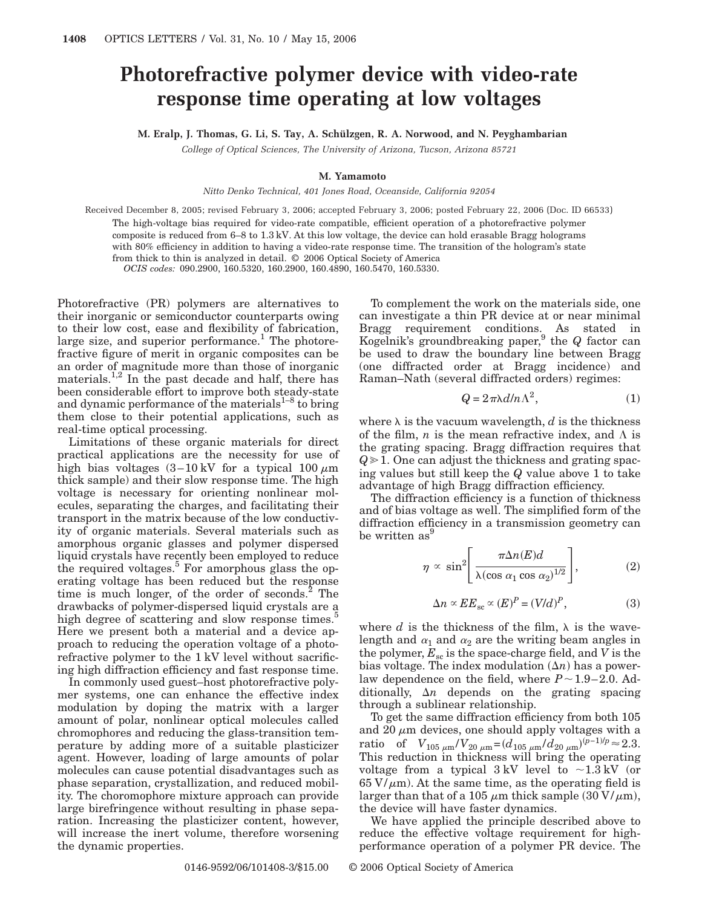# Photorefractive polymer device with video-rate response time operating at low voltages

**M. Eralp, J. Thomas, G. Li, S. Tay, A. Schülzgen, R. A. Norwood, and N. Peyghambarian**

*College of Optical Sciences, The University of Arizona, Tucson, Arizona 85721*

**M. Yamamoto**

*Nitto Denko Technical, 401 Jones Road, Oceanside, California 92054*

Received December 8, 2005; revised February 3, 2006; accepted February 3, 2006; posted February 22, 2006 (Doc. ID 66533)

The high-voltage bias required for video-rate compatible, efficient operation of a photorefractive polymer composite is reduced from 6–8 to 1.3 kV. At this low voltage, the device can hold erasable Bragg holograms with 80% efficiency in addition to having a video-rate response time. The transition of the hologram's state from thick to thin is analyzed in detail. © 2006 Optical Society of America

*OCIS codes:* 090.2900, 160.5320, 160.2900, 160.4890, 160.5470, 160.5330.

Photorefractive (PR) polymers are alternatives to their inorganic or semiconductor counterparts owing to their low cost, ease and flexibility of fabrication, large size, and superior performance.[1] The photorefractive figure of merit in organic composites can be an order of magnitude more than those of inorganic materials.[1,2] In the past decade and half, there has been considerable effort to improve both steady-state and dynamic performance of the materials[1–8] to bring them close to their potential applications, such as real-time optical processing.

Limitations of these organic materials for direct practical applications are the necessity for use of high bias voltages (3–10 kV for a typical 100 $\mu$m thick sample) and their slow response time. The high voltage is necessary for orienting nonlinear molecules, separating the charges, and facilitating their transport in the matrix because of the low conductivity of organic materials. Several materials such as amorphous organic glasses and polymer dispersed liquid crystals have recently been employed to reduce the required voltages.[5] For amorphous glass the operating voltage has been reduced but the response time is much longer, of the order of seconds.[2] The drawbacks of polymer-dispersed liquid crystals are a high degree of scattering and slow response times.[5] Here we present both a material and a device approach to reducing the operation voltage of a photorefractive polymer to the 1 kV level without sacrificing high diffraction efficiency and fast response time.

In commonly used guest–host photorefractive polymer systems, one can enhance the effective index modulation by doping the matrix with a larger amount of polar, nonlinear optical molecules called chromophores and reducing the glass-transition temperature by adding more of a suitable plasticizer agent. However, loading of large amounts of polar molecules can cause potential disadvantages such as phase separation, crystallization, and reduced mobility. The choromophore mixture approach can provide large birefringence without resulting in phase separation. Increasing the plasticizer content, however, will increase the inert volume, therefore worsening the dynamic properties.

To complement the work on the materials side, one can investigate a thin PR device at or near minimal Bragg requirement conditions. As stated in Kogelnik's groundbreaking paper,[9] the $Q$ factor can be used to draw the boundary line between Bragg (one diffracted order at Bragg incidence) and Raman–Nath (several diffracted orders) regimes:

$$Q = 2\pi\lambda d/n\Lambda^2, \tag{1}$$

where $\lambda$ is the vacuum wavelength, $d$ is the thickness of the film, $n$ is the mean refractive index, and $\Lambda$ is the grating spacing. Bragg diffraction requires that $Q \gg 1$. One can adjust the thickness and grating spacing values but still keep the $Q$ value above 1 to take advantage of high Bragg diffraction efficiency.

The diffraction efficiency is a function of thickness and of bias voltage as well. The simplified form of the diffraction efficiency in a transmission geometry can be written as[9]

$$\eta \propto \sin^2\left[\frac{\pi\Delta n(E)d}{\lambda(\cos\alpha_1\cos\alpha_2)^{1/2}}\right], \tag{2}$$

$$\Delta n \propto EE_{\mathrm{sc}} \propto (E)^P = (V/d)^P, \tag{3}$$

where $d$ is the thickness of the film, $\lambda$ is the wavelength and $\alpha_1$ and $\alpha_2$ are the writing beam angles in the polymer, $E_{\mathrm{sc}}$ is the space-charge field, and $V$ is the bias voltage. The index modulation ($\Delta n$) has a power-law dependence on the field, where $P \sim 1.9$–$2.0$. Additionally, $\Delta n$ depends on the grating spacing through a sublinear relationship.

To get the same diffraction efficiency from both 105 and 20 $\mu$m devices, one should apply voltages with a ratio of $V_{105\,\mu\mathrm{m}}/V_{20\,\mu\mathrm{m}} = (d_{105\,\mu\mathrm{m}}/d_{20\,\mu\mathrm{m}})^{(p-1)/p} \approx 2.3$. This reduction in thickness will bring the operating voltage from a typical 3 kV level to ~1.3 kV (or 65 V/$\mu$m). At the same time, as the operating field is larger than that of a 105 $\mu$m thick sample (30 V/$\mu$m), the device will have faster dynamics.

We have applied the principle described above to reduce the effective voltage requirement for high-performance operation of a polymer PR device. The

0146-9592/06/101408-3/$15.00 © 2006 Optical Society of America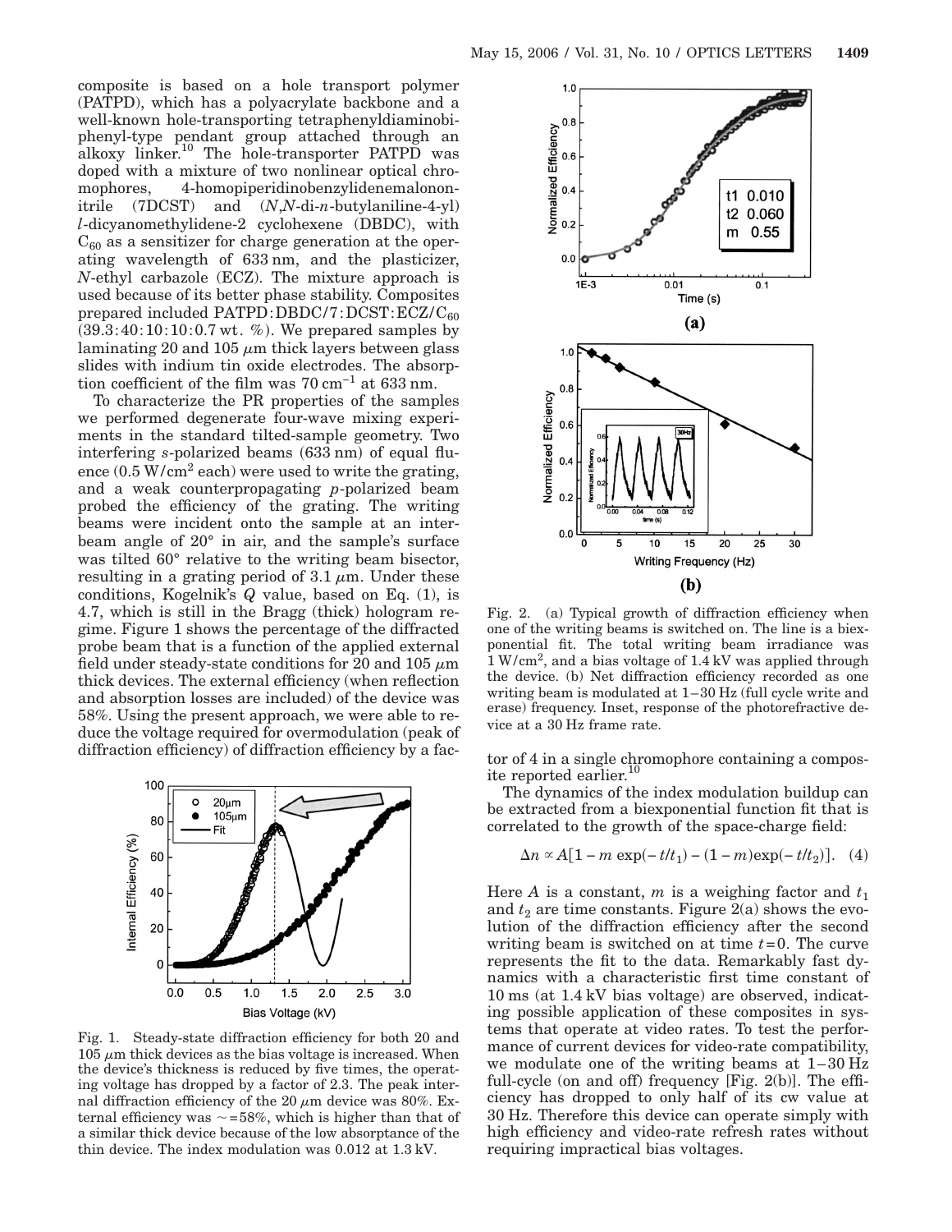composite is based on a hole transport polymer (PATPD), which has a polyacrylate backbone and a well-known hole-transporting tetraphenyldiaminobiphenyl-type pendant group attached through an alkoxy linker.[10] The hole-transporter PATPD was doped with a mixture of two nonlinear optical chromophores, 4-homopiperidinobenzylidenemalononitrile (7DCST) and (*N*,*N*-di-*n*-butylaniline-4-yl) *l*-dicyanomethylidene-2 cyclohexene (DBDC), with $C_{60}$ as a sensitizer for charge generation at the operating wavelength of 633 nm, and the plasticizer, *N*-ethyl carbazole (ECZ). The mixture approach is used because of its better phase stability. Composites prepared included PATPD:DBDC/7:DCST:ECZ/$C_{60}$ (39.3:40:10:10:0.7 wt. %). We prepared samples by laminating 20 and 105 $\mu$m thick layers between glass slides with indium tin oxide electrodes. The absorption coefficient of the film was 70 $cm^{-1}$ at 633 nm.

To characterize the PR properties of the samples we performed degenerate four-wave mixing experiments in the standard tilted-sample geometry. Two interfering *s*-polarized beams (633 nm) of equal fluence (0.5 $W/cm^2$ each) were used to write the grating, and a weak counterpropagating *p*-polarized beam probed the efficiency of the grating. The writing beams were incident onto the sample at an interbeam angle of 20° in air, and the sample's surface was tilted 60° relative to the writing beam bisector, resulting in a grating period of 3.1 $\mu$m. Under these conditions, Kogelnik's $Q$ value, based on Eq. (1), is 4.7, which is still in the Bragg (thick) hologram regime. Figure 1 shows the percentage of the diffracted probe beam that is a function of the applied external field under steady-state conditions for 20 and 105 $\mu$m thick devices. The external efficiency (when reflection and absorption losses are included) of the device was 58%. Using the present approach, we were able to reduce the voltage required for overmodulation (peak of diffraction efficiency) of diffraction efficiency by a factor of 4 in a single chromophore containing a composite reported earlier.[10]

Fig. 1. Steady-state diffraction efficiency for both 20 and 105 $\mu$m thick devices as the bias voltage is increased. When the device's thickness is reduced by five times, the operating voltage has dropped by a factor of 2.3. The peak internal diffraction efficiency of the 20 $\mu$m device was 80%. External efficiency was $\sim$=58%, which is higher than that of a similar thick device because of the low absorptance of the thin device. The index modulation was 0.012 at 1.3 kV.

Fig. 2. (a) Typical growth of diffraction efficiency when one of the writing beams is switched on. The line is a biexponential fit. The total writing beam irradiance was 1 $W/cm^2$, and a bias voltage of 1.4 kV was applied through the device. (b) Net diffraction efficiency recorded as one writing beam is modulated at 1–30 Hz (full cycle write and erase) frequency. Inset, response of the photorefractive device at a 30 Hz frame rate.

The dynamics of the index modulation buildup can be extracted from a biexponential function fit that is correlated to the growth of the space-charge field:

$$\Delta n \propto A[1 - m \exp(-t/t_1) - (1 - m)\exp(-t/t_2)]. \quad (4)$$

Here $A$ is a constant, $m$ is a weighing factor and $t_1$ and $t_2$ are time constants. Figure 2(a) shows the evolution of the diffraction efficiency after the second writing beam is switched on at time $t=0$. The curve represents the fit to the data. Remarkably fast dynamics with a characteristic first time constant of 10 ms (at 1.4 kV bias voltage) are observed, indicating possible application of these composites in systems that operate at video rates. To test the performance of current devices for video-rate compatibility, we modulate one of the writing beams at 1–30 Hz full-cycle (on and off) frequency [Fig. 2(b)]. The efficiency has dropped to only half of its cw value at 30 Hz. Therefore this device can operate simply with high efficiency and video-rate refresh rates without requiring impractical bias voltages.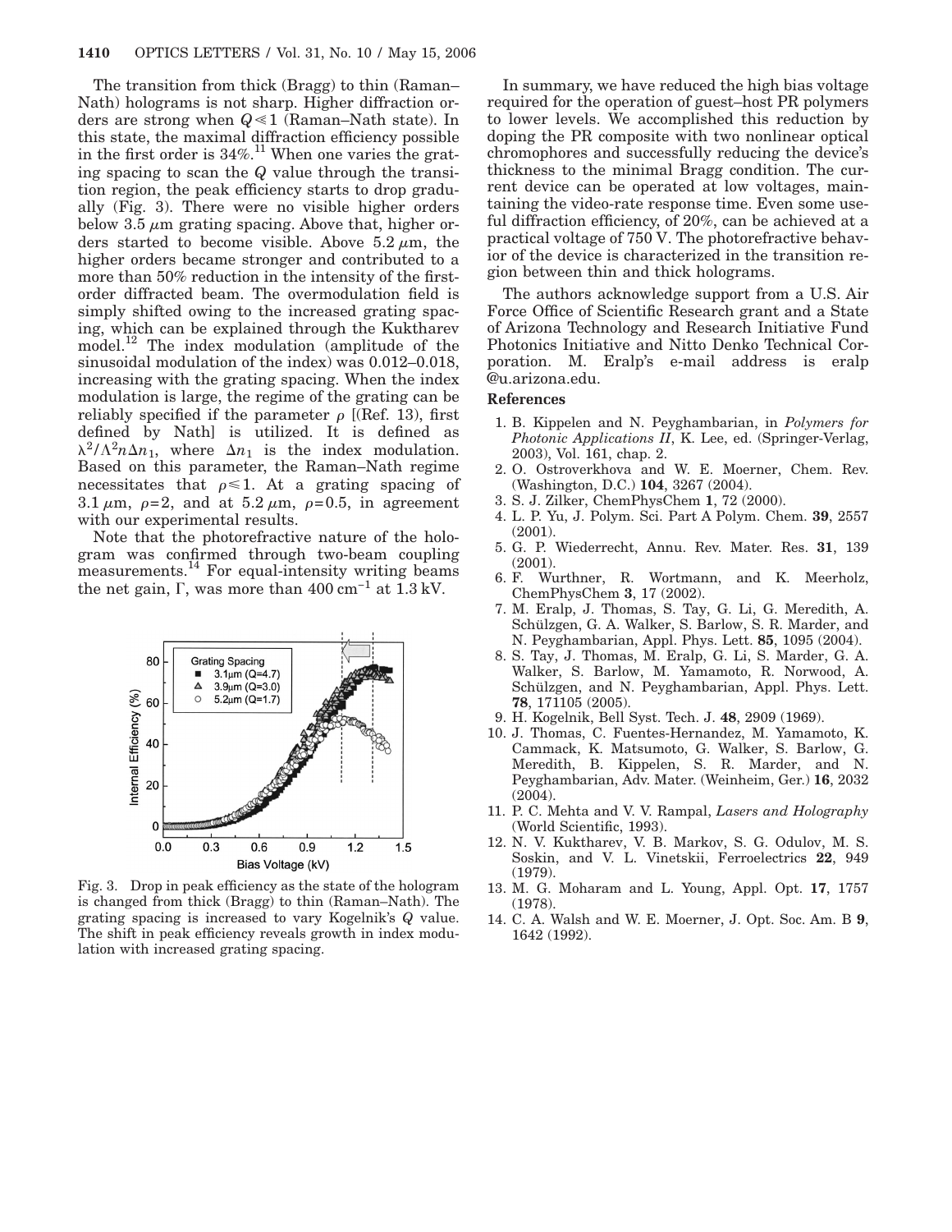The transition from thick (Bragg) to thin (Raman–Nath) holograms is not sharp. Higher diffraction orders are strong when $Q \ll 1$ (Raman–Nath state). In this state, the maximal diffraction efficiency possible in the first order is 34%.[11] When one varies the grating spacing to scan the $Q$ value through the transition region, the peak efficiency starts to drop gradually (Fig. 3). There were no visible higher orders below 3.5 $\mu$m grating spacing. Above that, higher orders started to become visible. Above 5.2 $\mu$m, the higher orders became stronger and contributed to a more than 50% reduction in the intensity of the first-order diffracted beam. The overmodulation field is simply shifted owing to the increased grating spacing, which can be explained through the Kuktharev model.[12] The index modulation (amplitude of the sinusoidal modulation of the index) was 0.012–0.018, increasing with the grating spacing. When the index modulation is large, the regime of the grating can be reliably specified if the parameter $\rho$ [(Ref. 13), first defined by Nath] is utilized. It is defined as $\lambda^2/\Lambda^2 n \Delta n_1$, where $\Delta n_1$ is the index modulation. Based on this parameter, the Raman–Nath regime necessitates that $\rho \leqslant 1$. At a grating spacing of 3.1 $\mu$m, $\rho = 2$, and at 5.2 $\mu$m, $\rho = 0.5$, in agreement with our experimental results.

Note that the photorefractive nature of the hologram was confirmed through two-beam coupling measurements.[14] For equal-intensity writing beams the net gain, $\Gamma$, was more than 400 $\text{cm}^{-1}$ at 1.3 kV.

Grating Spacing
3.1μm (Q=4.7)
3.9μm (Q=3.0)
5.2μm (Q=1.7)

Internal Efficiency (%)
0
20
40
60
80

Bias Voltage (kV)
0.0
0.3
0.6
0.9
1.2
1.5

Fig. 3. Drop in peak efficiency as the state of the hologram is changed from thick (Bragg) to thin (Raman–Nath). The grating spacing is increased to vary Kogelnik's $Q$ value. The shift in peak efficiency reveals growth in index modulation with increased grating spacing.

In summary, we have reduced the high bias voltage required for the operation of guest–host PR polymers to lower levels. We accomplished this reduction by doping the PR composite with two nonlinear optical chromophores and successfully reducing the device's thickness to the minimal Bragg condition. The current device can be operated at low voltages, maintaining the video-rate response time. Even some useful diffraction efficiency, of 20%, can be achieved at a practical voltage of 750 V. The photorefractive behavior of the device is characterized in the transition region between thin and thick holograms.

The authors acknowledge support from a U.S. Air Force Office of Scientific Research grant and a State of Arizona Technology and Research Initiative Fund Photonics Initiative and Nitto Denko Technical Corporation. M. Eralp's e-mail address is eralp@u.arizona.edu.

### References

1. B. Kippelen and N. Peyghambarian, in *Polymers for Photonic Applications II*, K. Lee, ed. (Springer-Verlag, 2003), Vol. 161, chap. 2.
2. O. Ostroverkhova and W. E. Moerner, Chem. Rev. (Washington, D.C.) **104**, 3267 (2004).
3. S. J. Zilker, ChemPhysChem **1**, 72 (2000).
4. L. P. Yu, J. Polym. Sci. Part A Polym. Chem. **39**, 2557 (2001).
5. G. P. Wiederrecht, Annu. Rev. Mater. Res. **31**, 139 (2001).
6. F. Wurthner, R. Wortmann, and K. Meerholz, ChemPhysChem **3**, 17 (2002).
7. M. Eralp, J. Thomas, S. Tay, G. Li, G. Meredith, A. Schülzgen, G. A. Walker, S. Barlow, S. R. Marder, and N. Peyghambarian, Appl. Phys. Lett. **85**, 1095 (2004).
8. S. Tay, J. Thomas, M. Eralp, G. Li, S. Marder, G. A. Walker, S. Barlow, M. Yamamoto, R. Norwood, A. Schülzgen, and N. Peyghambarian, Appl. Phys. Lett. **78**, 171105 (2005).
9. H. Kogelnik, Bell Syst. Tech. J. **48**, 2909 (1969).
10. J. Thomas, C. Fuentes-Hernandez, M. Yamamoto, K. Cammack, K. Matsumoto, G. Walker, S. Barlow, G. Meredith, B. Kippelen, S. R. Marder, and N. Peyghambarian, Adv. Mater. (Weinheim, Ger.) **16**, 2032 (2004).
11. P. C. Mehta and V. V. Rampal, *Lasers and Holography* (World Scientific, 1993).
12. N. V. Kuktharev, V. B. Markov, S. G. Odulov, M. S. Soskin, and V. L. Vinetskii, Ferroelectrics **22**, 949 (1979).
13. M. G. Moharam and L. Young, Appl. Opt. **17**, 1757 (1978).
14. C. A. Walsh and W. E. Moerner, J. Opt. Soc. Am. B **9**, 1642 (1992).